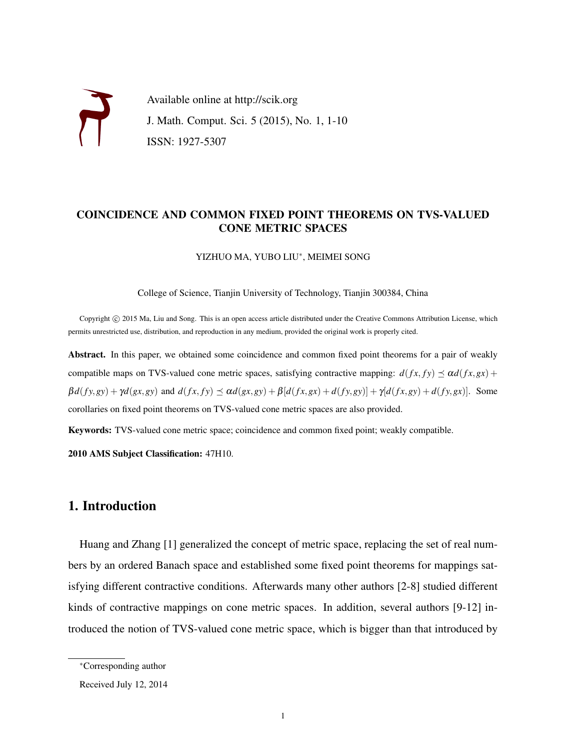Available online at http://scik.org

J. Math. Comput. Sci. 5 (2015), No. 1, 1-10

ISSN: 1927-5307

# COINCIDENCE AND COMMON FIXED POINT THEOREMS ON TVS-VALUED CONE METRIC SPACES

YIZHUO MA, YUBO LIU*, MEIMEI SONG

College of Science, Tianjin University of Technology, Tianjin 300384, China

Copyright © 2015 Ma, Liu and Song. This is an open access article distributed under the Creative Commons Attribution License, which permits unrestricted use, distribution, and reproduction in any medium, provided the original work is properly cited.

**Abstract.** In this paper, we obtained some coincidence and common fixed point theorems for a pair of weakly compatible maps on TVS-valued cone metric spaces, satisfying contractive mapping: $d(fx, fy) \preceq \alpha d(fx, gx) + \beta d(fy, gy) + \gamma d(gx, gy)$ and $d(fx, fy) \preceq \alpha d(gx, gy) + \beta[d(fx, gx) + d(fy, gy)] + \gamma[d(fx, gy) + d(fy, gx)]$. Some corollaries on fixed point theorems on TVS-valued cone metric spaces are also provided.

**Keywords:** TVS-valued cone metric space; coincidence and common fixed point; weakly compatible.

**2010 AMS Subject Classification:** 47H10.

## 1. Introduction

Huang and Zhang [1] generalized the concept of metric space, replacing the set of real numbers by an ordered Banach space and established some fixed point theorems for mappings satisfying different contractive conditions. Afterwards many other authors [2-8] studied different kinds of contractive mappings on cone metric spaces. In addition, several authors [9-12] introduced the notion of TVS-valued cone metric space, which is bigger than that introduced by

*Corresponding author

Received July 12, 2014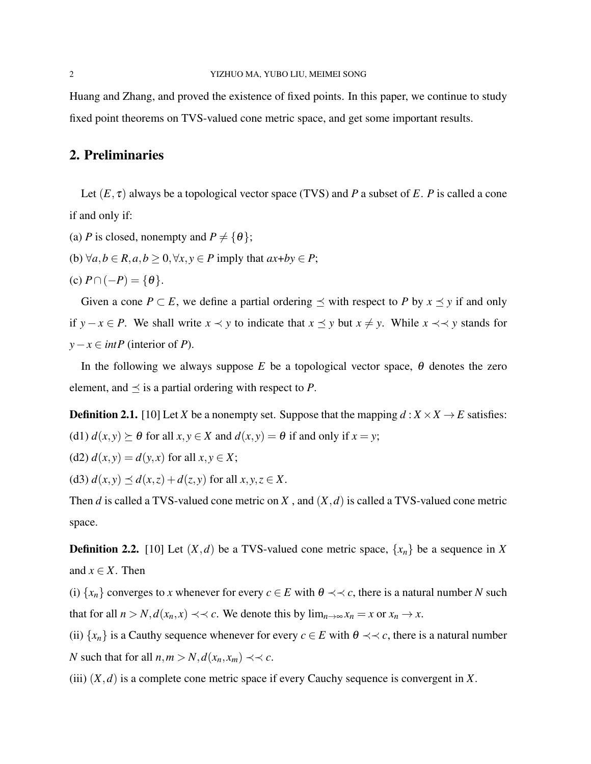Huang and Zhang, and proved the existence of fixed points. In this paper, we continue to study fixed point theorems on TVS-valued cone metric space, and get some important results.

## 2. Preliminaries

Let $(E,\tau)$ always be a topological vector space (TVS) and $P$ a subset of $E$. $P$ is called a cone if and only if:

(a) $P$ is closed, nonempty and $P \neq \{\theta\}$;

(b) $\forall a,b \in R, a,b \geq 0, \forall x,y \in P$ imply that $ax+by \in P$;

(c) $P \cap (-P) = \{\theta\}$.

Given a cone $P \subset E$, we define a partial ordering $\preceq$ with respect to $P$ by $x \preceq y$ if and only if $y - x \in P$. We shall write $x \prec y$ to indicate that $x \preceq y$ but $x \neq y$. While $x \prec\prec y$ stands for $y - x \in intP$ (interior of $P$).

In the following we always suppose $E$ be a topological vector space, $\theta$ denotes the zero element, and $\preceq$ is a partial ordering with respect to $P$.

**Definition 2.1.** [10] Let $X$ be a nonempty set. Suppose that the mapping $d : X \times X \to E$ satisfies:

(d1) $d(x,y) \succeq \theta$ for all $x,y \in X$ and $d(x,y) = \theta$ if and only if $x = y$;

(d2) $d(x,y) = d(y,x)$ for all $x,y \in X$;

(d3) $d(x,y) \preceq d(x,z) + d(z,y)$ for all $x,y,z \in X$.

Then $d$ is called a TVS-valued cone metric on $X$ , and $(X,d)$ is called a TVS-valued cone metric space.

**Definition 2.2.** [10] Let $(X,d)$ be a TVS-valued cone metric space, $\{x_n\}$ be a sequence in $X$ and $x \in X$. Then

(i) $\{x_n\}$ converges to $x$ whenever for every $c \in E$ with $\theta \prec\prec c$, there is a natural number $N$ such that for all $n > N, d(x_n,x) \prec\prec c$. We denote this by $\lim_{n\to\infty} x_n = x$ or $x_n \to x$.

(ii) $\{x_n\}$ is a Cauthy sequence whenever for every $c \in E$ with $\theta \prec\prec c$, there is a natural number $N$ such that for all $n,m > N, d(x_n,x_m) \prec\prec c$.

(iii) $(X,d)$ is a complete cone metric space if every Cauchy sequence is convergent in $X$.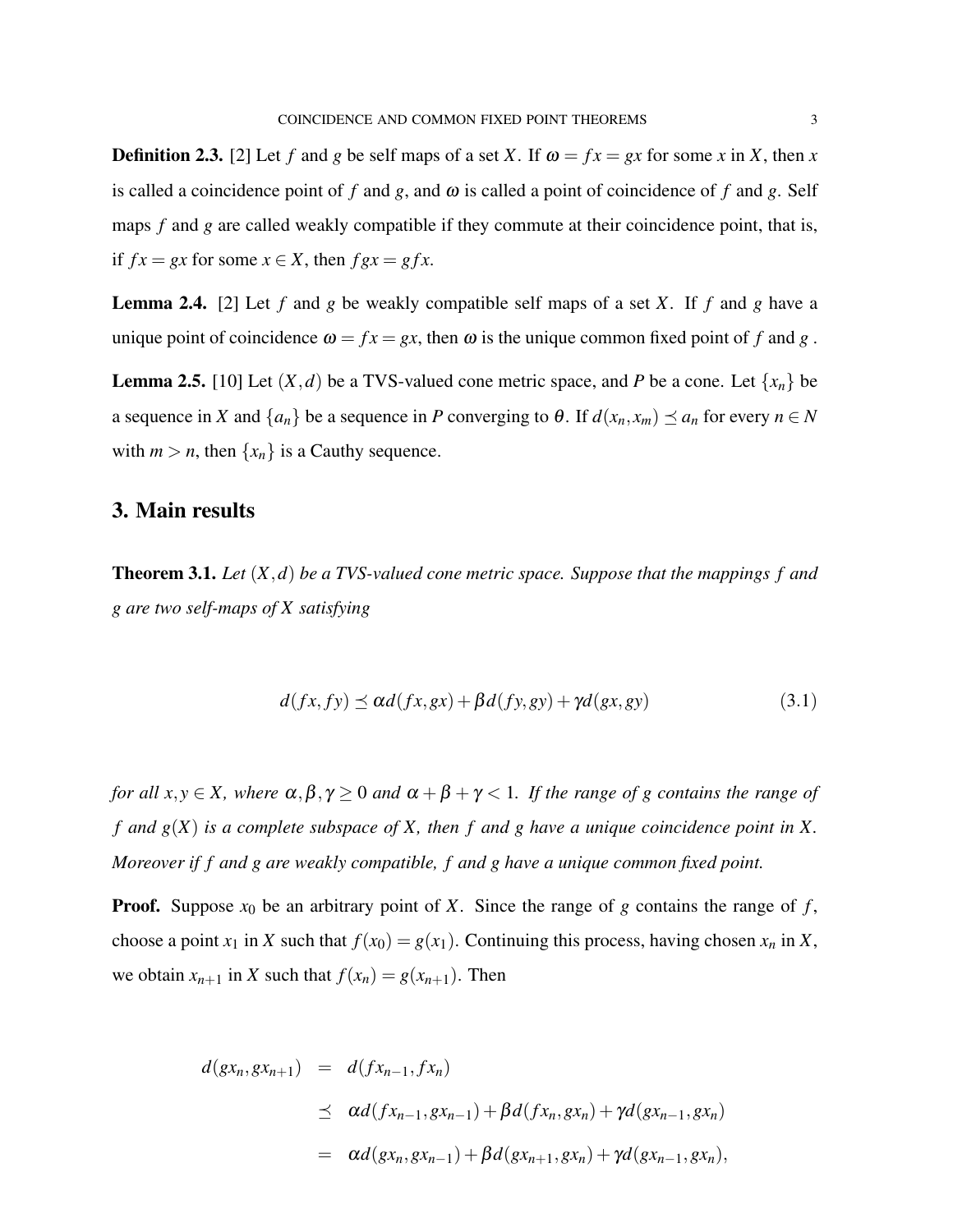**Definition 2.3.** [2] Let $f$ and $g$ be self maps of a set $X$. If $\omega = fx = gx$ for some $x$ in $X$, then $x$ is called a coincidence point of $f$ and $g$, and $\omega$ is called a point of coincidence of $f$ and $g$. Self maps $f$ and $g$ are called weakly compatible if they commute at their coincidence point, that is, if $fx = gx$ for some $x \in X$, then $fgx = gfx$.

**Lemma 2.4.** [2] Let $f$ and $g$ be weakly compatible self maps of a set $X$. If $f$ and $g$ have a unique point of coincidence $\omega = fx = gx$, then $\omega$ is the unique common fixed point of $f$ and $g$ .

**Lemma 2.5.** [10] Let $(X,d)$ be a TVS-valued cone metric space, and $P$ be a cone. Let $\{x_n\}$ be a sequence in $X$ and $\{a_n\}$ be a sequence in $P$ converging to $\theta$. If $d(x_n, x_m) \preceq a_n$ for every $n \in N$ with $m > n$, then $\{x_n\}$ is a Cauthy sequence.

## 3. Main results

**Theorem 3.1.** *Let $(X,d)$ be a TVS-valued cone metric space. Suppose that the mappings $f$ and $g$ are two self-maps of $X$ satisfying*

$$d(fx, fy) \preceq \alpha d(fx, gx) + \beta d(fy, gy) + \gamma d(gx, gy) \tag{3.1}$$

*for all $x, y \in X$, where $\alpha, \beta, \gamma \geq 0$ and $\alpha + \beta + \gamma < 1$. If the range of $g$ contains the range of $f$ and $g(X)$ is a complete subspace of $X$, then $f$ and $g$ have a unique coincidence point in $X$. Moreover if $f$ and $g$ are weakly compatible, $f$ and $g$ have a unique common fixed point.*

**Proof.** Suppose $x_0$ be an arbitrary point of $X$. Since the range of $g$ contains the range of $f$, choose a point $x_1$ in $X$ such that $f(x_0) = g(x_1)$. Continuing this process, having chosen $x_n$ in $X$, we obtain $x_{n+1}$ in $X$ such that $f(x_n) = g(x_{n+1})$. Then

$$\begin{aligned}
d(gx_n, gx_{n+1}) &= d(fx_{n-1}, fx_n) \\
&\preceq \alpha d(fx_{n-1}, gx_{n-1}) + \beta d(fx_n, gx_n) + \gamma d(gx_{n-1}, gx_n) \\
&= \alpha d(gx_n, gx_{n-1}) + \beta d(gx_{n+1}, gx_n) + \gamma d(gx_{n-1}, gx_n),
\end{aligned}$$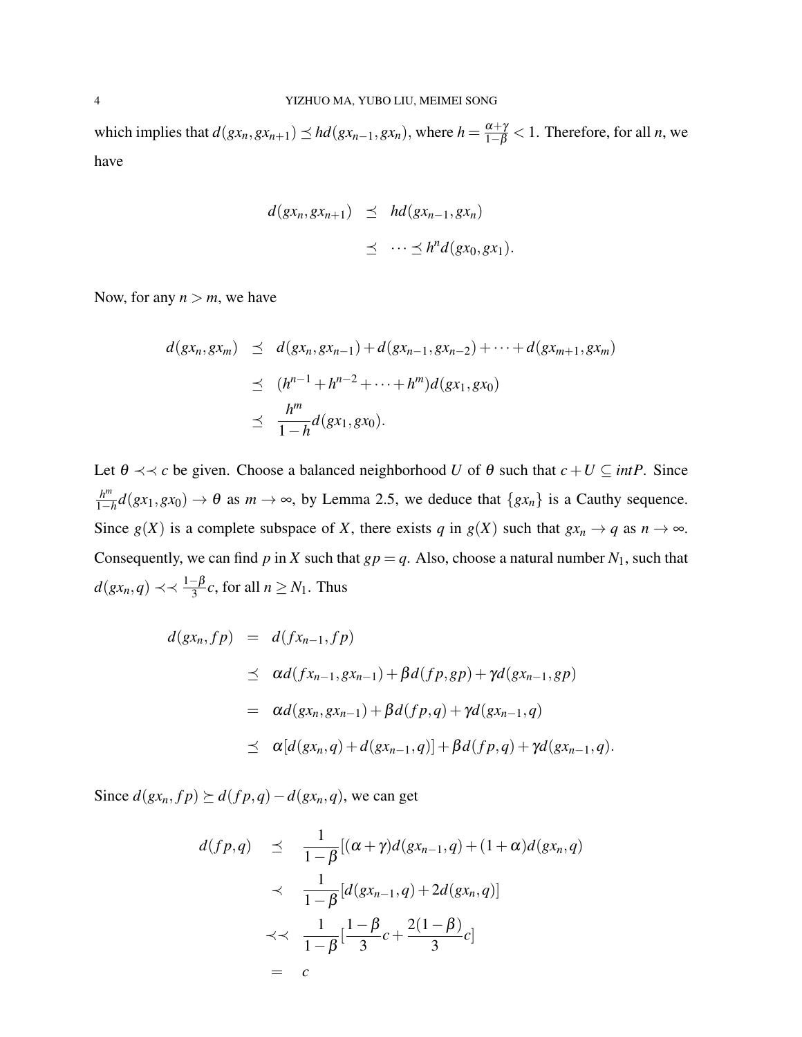which implies that $d(gx_n, gx_{n+1}) \preceq hd(gx_{n-1}, gx_n)$, where $h = \frac{\alpha+\gamma}{1-\beta} < 1$. Therefore, for all $n$, we have

$$
\begin{aligned}
d(gx_n, gx_{n+1}) &\preceq hd(gx_{n-1}, gx_n) \\
&\preceq \cdots \preceq h^n d(gx_0, gx_1).
\end{aligned}
$$

Now, for any $n > m$, we have

$$
\begin{aligned}
d(gx_n, gx_m) &\preceq d(gx_n, gx_{n-1}) + d(gx_{n-1}, gx_{n-2}) + \cdots + d(gx_{m+1}, gx_m) \\
&\preceq (h^{n-1} + h^{n-2} + \cdots + h^m) d(gx_1, gx_0) \\
&\preceq \frac{h^m}{1-h} d(gx_1, gx_0).
\end{aligned}
$$

Let $\theta \prec\prec c$ be given. Choose a balanced neighborhood $U$ of $\theta$ such that $c + U \subseteq intP$. Since $\frac{h^m}{1-h} d(gx_1, gx_0) \to \theta$ as $m \to \infty$, by Lemma 2.5, we deduce that $\{gx_n\}$ is a Cauthy sequence. Since $g(X)$ is a complete subspace of $X$, there exists $q$ in $g(X)$ such that $gx_n \to q$ as $n \to \infty$. Consequently, we can find $p$ in $X$ such that $gp = q$. Also, choose a natural number $N_1$, such that $d(gx_n, q) \prec\prec \frac{1-\beta}{3} c$, for all $n \geq N_1$. Thus

$$
\begin{aligned}
d(gx_n, fp) &= d(fx_{n-1}, fp) \\
&\preceq \alpha d(fx_{n-1}, gx_{n-1}) + \beta d(fp, gp) + \gamma d(gx_{n-1}, gp) \\
&= \alpha d(gx_n, gx_{n-1}) + \beta d(fp, q) + \gamma d(gx_{n-1}, q) \\
&\preceq \alpha [d(gx_n, q) + d(gx_{n-1}, q)] + \beta d(fp, q) + \gamma d(gx_{n-1}, q).
\end{aligned}
$$

Since $d(gx_n, fp) \succeq d(fp, q) - d(gx_n, q)$, we can get

$$
\begin{aligned}
d(fp, q) &\preceq \frac{1}{1-\beta} [(\alpha + \gamma) d(gx_{n-1}, q) + (1 + \alpha) d(gx_n, q) \\
&\prec \frac{1}{1-\beta} [d(gx_{n-1}, q) + 2d(gx_n, q)] \\
&\prec\prec \frac{1}{1-\beta} [\frac{1-\beta}{3} c + \frac{2(1-\beta)}{3} c] \\
&= c
\end{aligned}
$$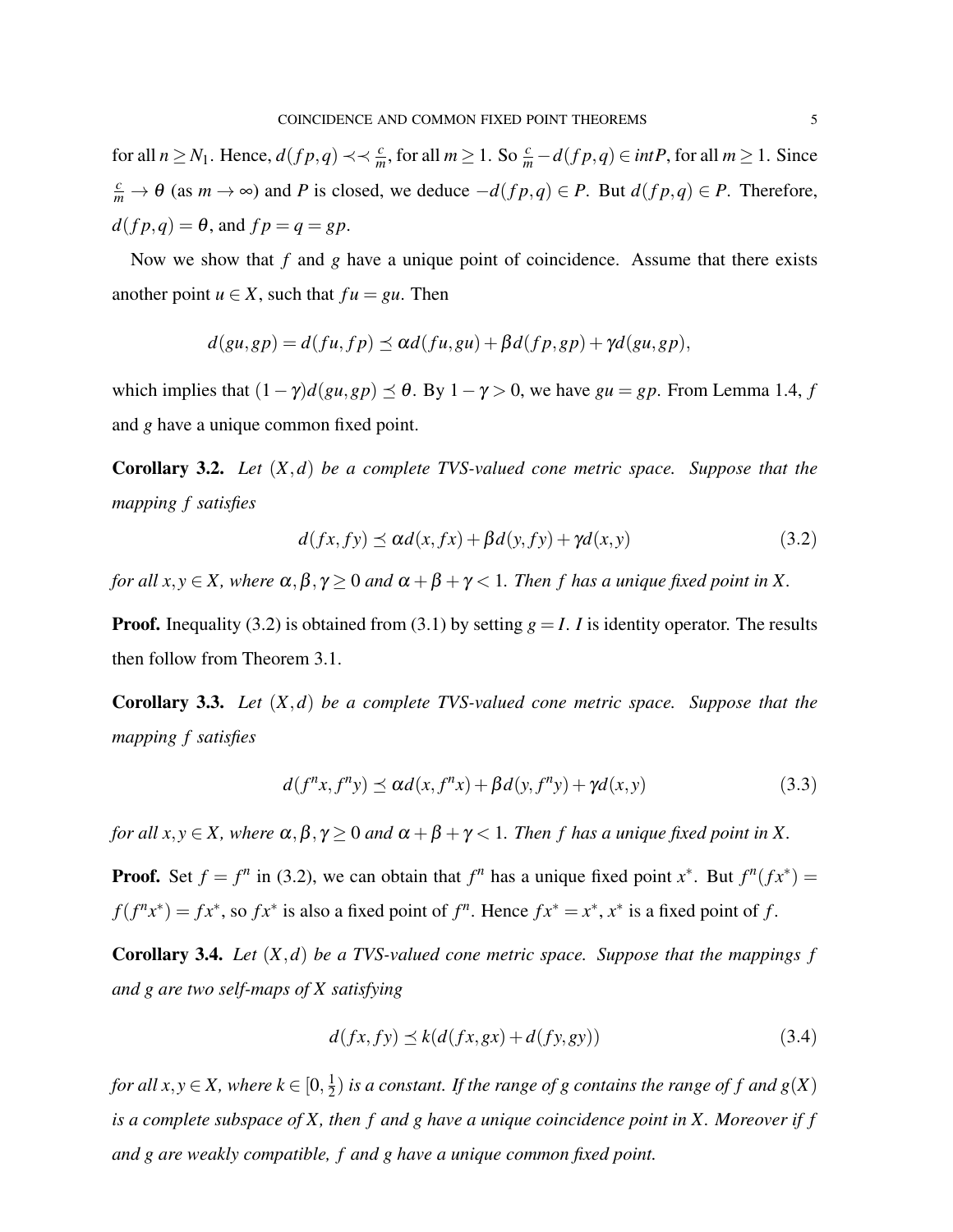for all $n \geq N_1$. Hence, $d(fp,q) \prec\prec \frac{c}{m}$, for all $m \geq 1$. So $\frac{c}{m} - d(fp,q) \in intP$, for all $m \geq 1$. Since $\frac{c}{m} \to \theta$ (as $m \to \infty$) and $P$ is closed, we deduce $-d(fp,q) \in P$. But $d(fp,q) \in P$. Therefore, $d(fp,q) = \theta$, and $fp = q = gp$.

Now we show that $f$ and $g$ have a unique point of coincidence. Assume that there exists another point $u \in X$, such that $fu = gu$. Then

$$d(gu,gp) = d(fu,fp) \preceq \alpha d(fu,gu) + \beta d(fp,gp) + \gamma d(gu,gp),$$

which implies that $(1-\gamma)d(gu,gp) \preceq \theta$. By $1-\gamma > 0$, we have $gu = gp$. From Lemma 1.4, $f$ and $g$ have a unique common fixed point.

**Corollary 3.2.** *Let $(X,d)$ be a complete TVS-valued cone metric space. Suppose that the mapping $f$ satisfies*

$$d(fx,fy) \preceq \alpha d(x,fx) + \beta d(y,fy) + \gamma d(x,y) \tag{3.2}$$

*for all $x,y \in X$, where $\alpha, \beta, \gamma \geq 0$ and $\alpha + \beta + \gamma < 1$. Then $f$ has a unique fixed point in $X$.*

**Proof.** Inequality (3.2) is obtained from (3.1) by setting $g = I$. $I$ is identity operator. The results then follow from Theorem 3.1.

**Corollary 3.3.** *Let $(X,d)$ be a complete TVS-valued cone metric space. Suppose that the mapping $f$ satisfies*

$$d(f^n x, f^n y) \preceq \alpha d(x, f^n x) + \beta d(y, f^n y) + \gamma d(x,y) \tag{3.3}$$

*for all $x,y \in X$, where $\alpha, \beta, \gamma \geq 0$ and $\alpha + \beta + \gamma < 1$. Then $f$ has a unique fixed point in $X$.*

**Proof.** Set $f = f^n$ in (3.2), we can obtain that $f^n$ has a unique fixed point $x^*$. But $f^n(fx^*) = f(f^n x^*) = fx^*$, so $fx^*$ is also a fixed point of $f^n$. Hence $fx^* = x^*$, $x^*$ is a fixed point of $f$.

**Corollary 3.4.** *Let $(X,d)$ be a TVS-valued cone metric space. Suppose that the mappings $f$ and $g$ are two self-maps of $X$ satisfying*

$$d(fx,fy) \preceq k(d(fx,gx) + d(fy,gy)) \tag{3.4}$$

*for all $x,y \in X$, where $k \in [0, \frac{1}{2})$ is a constant. If the range of $g$ contains the range of $f$ and $g(X)$ is a complete subspace of $X$, then $f$ and $g$ have a unique coincidence point in $X$. Moreover if $f$ and $g$ are weakly compatible, $f$ and $g$ have a unique common fixed point.*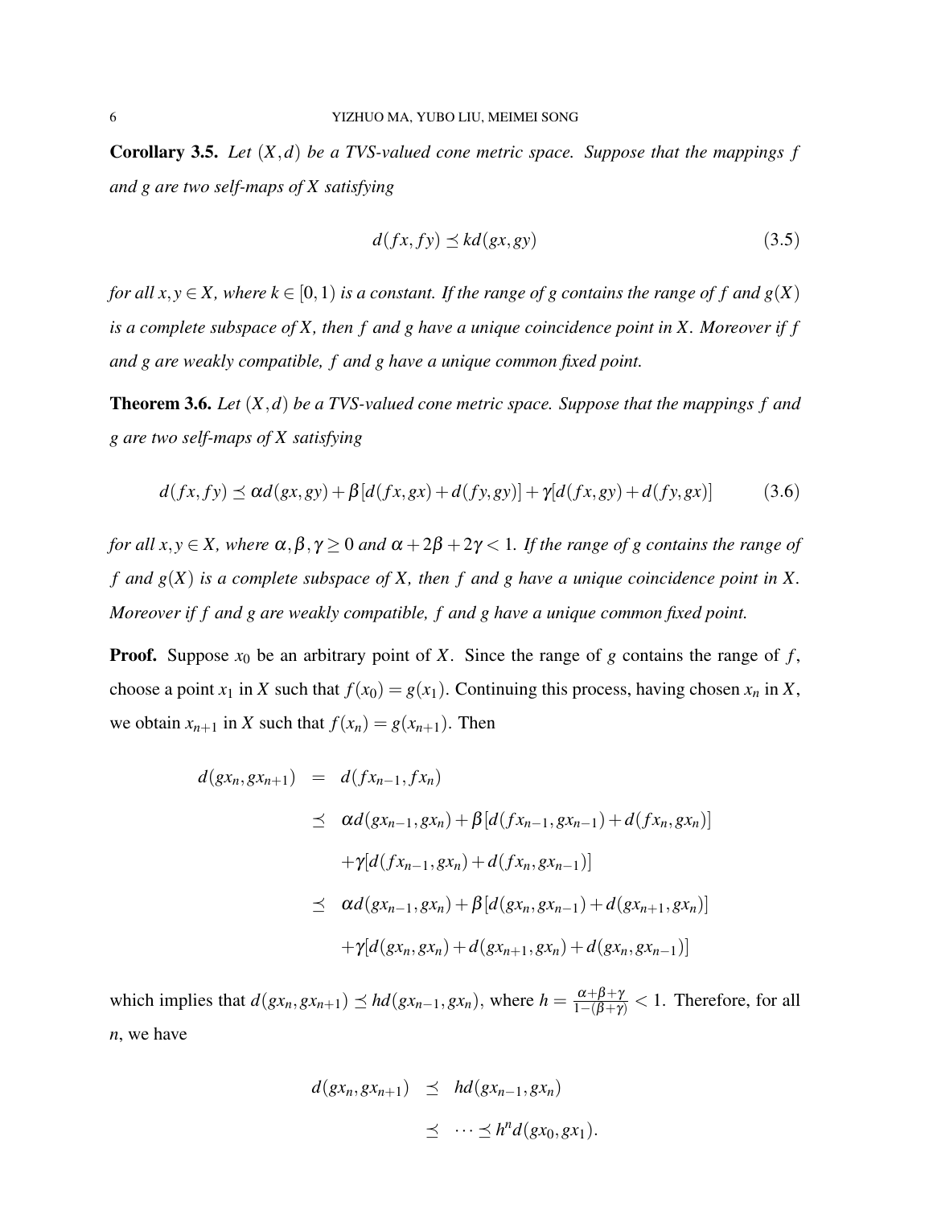**Corollary 3.5.** *Let $(X,d)$ be a TVS-valued cone metric space. Suppose that the mappings $f$ and $g$ are two self-maps of $X$ satisfying*

$$d(fx,fy) \preceq kd(gx,gy) \tag{3.5}$$

*for all $x,y \in X$, where $k \in [0,1)$ is a constant. If the range of $g$ contains the range of $f$ and $g(X)$ is a complete subspace of $X$, then $f$ and $g$ have a unique coincidence point in $X$. Moreover if $f$ and $g$ are weakly compatible, $f$ and $g$ have a unique common fixed point.*

**Theorem 3.6.** *Let $(X,d)$ be a TVS-valued cone metric space. Suppose that the mappings $f$ and $g$ are two self-maps of $X$ satisfying*

$$d(fx,fy) \preceq \alpha d(gx,gy) + \beta[d(fx,gx)+d(fy,gy)] + \gamma[d(fx,gy)+d(fy,gx)] \tag{3.6}$$

*for all $x,y \in X$, where $\alpha,\beta,\gamma \geq 0$ and $\alpha+2\beta+2\gamma < 1$. If the range of $g$ contains the range of $f$ and $g(X)$ is a complete subspace of $X$, then $f$ and $g$ have a unique coincidence point in $X$. Moreover if $f$ and $g$ are weakly compatible, $f$ and $g$ have a unique common fixed point.*

**Proof.** Suppose $x_0$ be an arbitrary point of $X$. Since the range of $g$ contains the range of $f$, choose a point $x_1$ in $X$ such that $f(x_0) = g(x_1)$. Continuing this process, having chosen $x_n$ in $X$, we obtain $x_{n+1}$ in $X$ such that $f(x_n) = g(x_{n+1})$. Then

$$\begin{aligned}
d(gx_n,gx_{n+1}) &= d(fx_{n-1},fx_n) \\
&\preceq \alpha d(gx_{n-1},gx_n) + \beta[d(fx_{n-1},gx_{n-1})+d(fx_n,gx_n)] \\
&\quad + \gamma[d(fx_{n-1},gx_n)+d(fx_n,gx_{n-1})] \\
&\preceq \alpha d(gx_{n-1},gx_n) + \beta[d(gx_n,gx_{n-1})+d(gx_{n+1},gx_n)] \\
&\quad + \gamma[d(gx_n,gx_n)+d(gx_{n+1},gx_n)+d(gx_n,gx_{n-1})]
\end{aligned}$$

which implies that $d(gx_n,gx_{n+1}) \preceq hd(gx_{n-1},gx_n)$, where $h = \frac{\alpha+\beta+\gamma}{1-(\beta+\gamma)} < 1$. Therefore, for all $n$, we have

$$\begin{aligned}
d(gx_n,gx_{n+1}) &\preceq hd(gx_{n-1},gx_n) \\
&\preceq \cdots \preceq h^n d(gx_0,gx_1).
\end{aligned}$$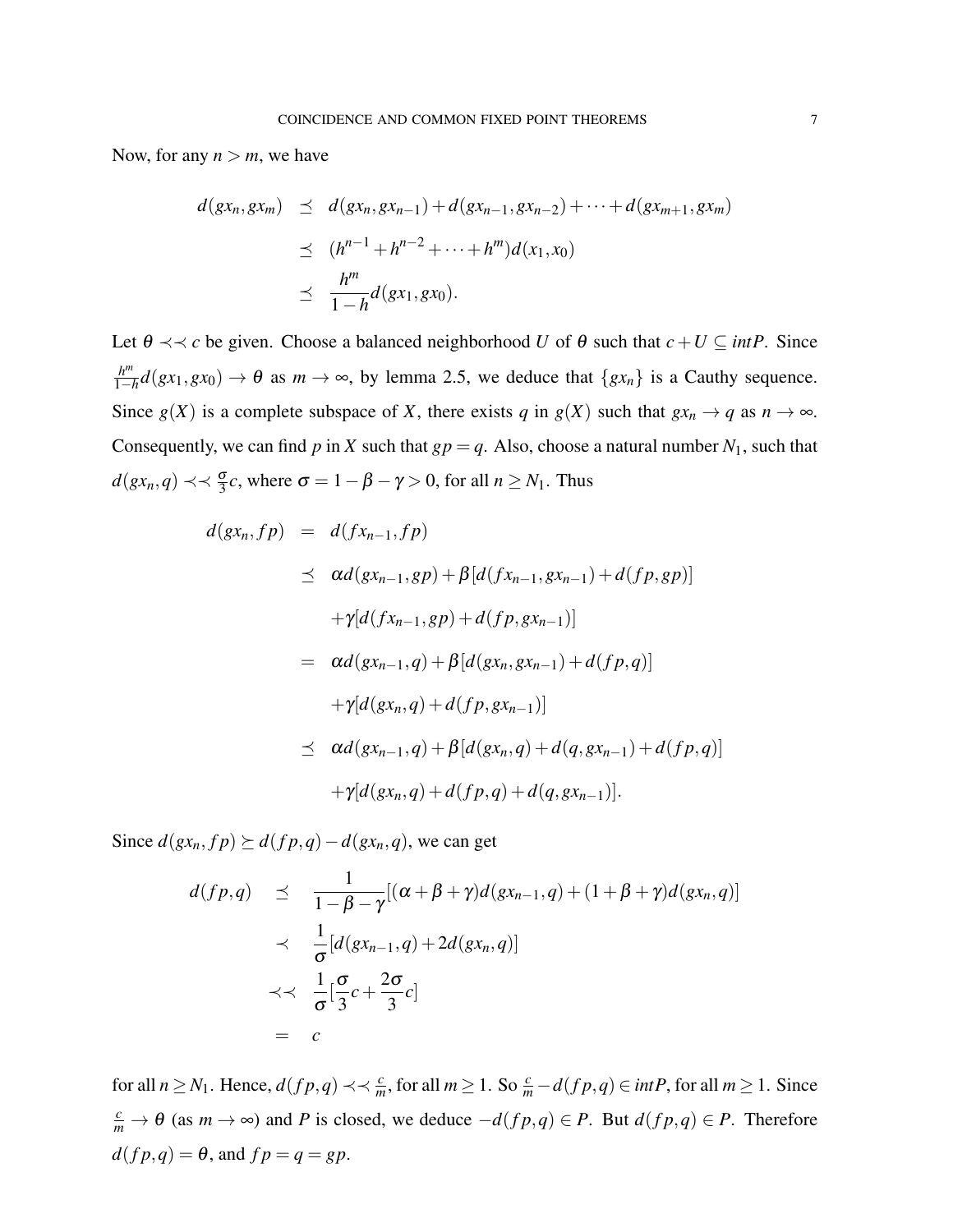Now, for any $n > m$, we have

$$
\begin{aligned}
d(gx_n, gx_m) &\preceq d(gx_n, gx_{n-1}) + d(gx_{n-1}, gx_{n-2}) + \cdots + d(gx_{m+1}, gx_m) \\
&\preceq (h^{n-1} + h^{n-2} + \cdots + h^m) d(x_1, x_0) \\
&\preceq \frac{h^m}{1-h} d(gx_1, gx_0).
\end{aligned}
$$

Let $\theta \prec\prec c$ be given. Choose a balanced neighborhood $U$ of $\theta$ such that $c + U \subseteq intP$. Since $\frac{h^m}{1-h} d(gx_1, gx_0) \to \theta$ as $m \to \infty$, by lemma 2.5, we deduce that $\{gx_n\}$ is a Cauthy sequence. Since $g(X)$ is a complete subspace of $X$, there exists $q$ in $g(X)$ such that $gx_n \to q$ as $n \to \infty$. Consequently, we can find $p$ in $X$ such that $gp = q$. Also, choose a natural number $N_1$, such that $d(gx_n, q) \prec\prec \frac{\sigma}{3} c$, where $\sigma = 1 - \beta - \gamma > 0$, for all $n \geq N_1$. Thus

$$
\begin{aligned}
d(gx_n, fp) &= d(fx_{n-1}, fp) \\
&\preceq \alpha d(gx_{n-1}, gp) + \beta [d(fx_{n-1}, gx_{n-1}) + d(fp, gp)] \\
&\quad + \gamma [d(fx_{n-1}, gp) + d(fp, gx_{n-1})] \\
&= \alpha d(gx_{n-1}, q) + \beta [d(gx_n, gx_{n-1}) + d(fp, q)] \\
&\quad + \gamma [d(gx_n, q) + d(fp, gx_{n-1})] \\
&\preceq \alpha d(gx_{n-1}, q) + \beta [d(gx_n, q) + d(q, gx_{n-1}) + d(fp, q)] \\
&\quad + \gamma [d(gx_n, q) + d(fp, q) + d(q, gx_{n-1})].
\end{aligned}
$$

Since $d(gx_n, fp) \succeq d(fp, q) - d(gx_n, q)$, we can get

$$
\begin{aligned}
d(fp, q) &\preceq \frac{1}{1 - \beta - \gamma} [(\alpha + \beta + \gamma) d(gx_{n-1}, q) + (1 + \beta + \gamma) d(gx_n, q)] \\
&\prec \frac{1}{\sigma} [d(gx_{n-1}, q) + 2d(gx_n, q)] \\
&\prec\prec \frac{1}{\sigma} [\frac{\sigma}{3} c + \frac{2\sigma}{3} c] \\
&= c
\end{aligned}
$$

for all $n \geq N_1$. Hence, $d(fp, q) \prec\prec \frac{c}{m}$, for all $m \geq 1$. So $\frac{c}{m} - d(fp, q) \in intP$, for all $m \geq 1$. Since $\frac{c}{m} \to \theta$ (as $m \to \infty$) and $P$ is closed, we deduce $-d(fp, q) \in P$. But $d(fp, q) \in P$. Therefore $d(fp, q) = \theta$, and $fp = q = gp$.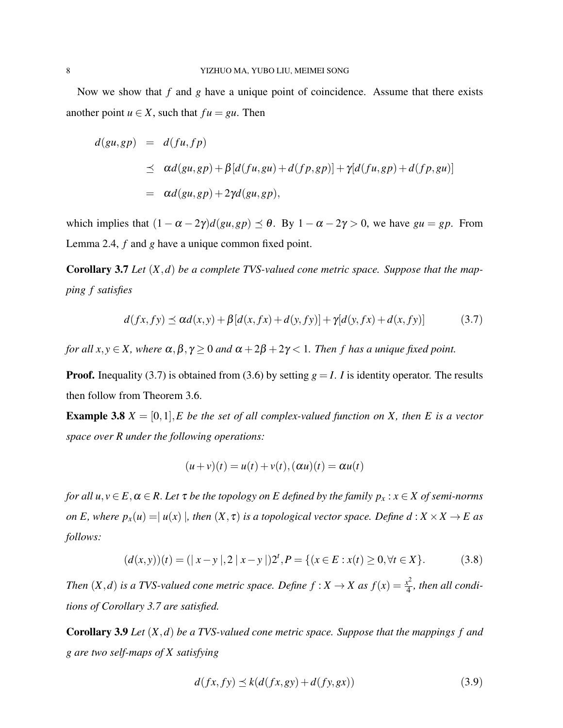Now we show that $f$ and $g$ have a unique point of coincidence. Assume that there exists another point $u \in X$, such that $fu = gu$. Then

$$
\begin{aligned}
d(gu, gp) &= d(fu, fp) \\
&\preceq \alpha d(gu, gp) + \beta[d(fu, gu) + d(fp, gp)] + \gamma[d(fu, gp) + d(fp, gu)] \\
&= \alpha d(gu, gp) + 2\gamma d(gu, gp),
\end{aligned}
$$

which implies that $(1 - \alpha - 2\gamma)d(gu, gp) \preceq \theta$. By $1 - \alpha - 2\gamma > 0$, we have $gu = gp$. From Lemma 2.4, $f$ and $g$ have a unique common fixed point.

**Corollary 3.7** *Let $(X,d)$ be a complete TVS-valued cone metric space. Suppose that the mapping $f$ satisfies*

$$
d(fx, fy) \preceq \alpha d(x, y) + \beta[d(x, fx) + d(y, fy)] + \gamma[d(y, fx) + d(x, fy)] \tag{3.7}
$$

*for all $x, y \in X$, where $\alpha, \beta, \gamma \geq 0$ and $\alpha + 2\beta + 2\gamma < 1$. Then $f$ has a unique fixed point.*

**Proof.** Inequality (3.7) is obtained from (3.6) by setting $g = I$. $I$ is identity operator. The results then follow from Theorem 3.6.

**Example 3.8** *$X = [0,1]$, $E$ be the set of all complex-valued function on $X$, then $E$ is a vector space over $R$ under the following operations:*

$$
(u+v)(t) = u(t) + v(t), (\alpha u)(t) = \alpha u(t)
$$

*for all $u, v \in E, \alpha \in R$. Let $\tau$ be the topology on $E$ defined by the family $p_x : x \in X$ of semi-norms on $E$, where $p_x(u) = | u(x) |$, then $(X, \tau)$ is a topological vector space. Define $d : X \times X \to E$ as follows:*

$$
(d(x,y))(t) = (| x-y |, 2 | x-y |)2^t, P = \{(x \in E : x(t) \geq 0, \forall t \in X\}. \tag{3.8}
$$

*Then $(X,d)$ is a TVS-valued cone metric space. Define $f : X \to X$ as $f(x) = \frac{x^2}{4}$, then all conditions of Corollary 3.7 are satisfied.*

**Corollary 3.9** *Let $(X,d)$ be a TVS-valued cone metric space. Suppose that the mappings $f$ and $g$ are two self-maps of $X$ satisfying*

$$
d(fx, fy) \preceq k(d(fx, gy) + d(fy, gx)) \tag{3.9}
$$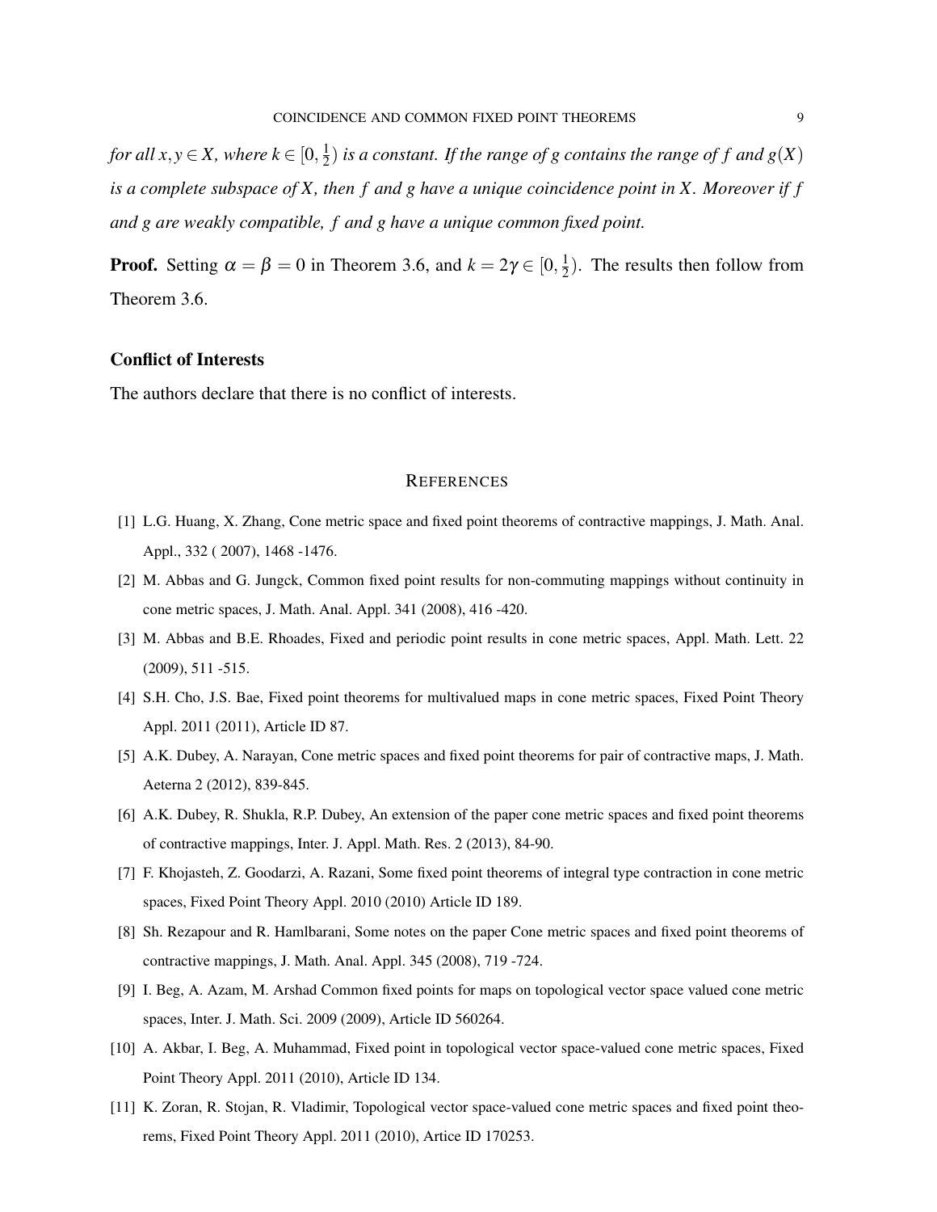*for all $x,y \in X$, where $k \in [0,\frac{1}{2})$ is a constant. If the range of $g$ contains the range of $f$ and $g(X)$ is a complete subspace of $X$, then $f$ and $g$ have a unique coincidence point in $X$. Moreover if $f$ and $g$ are weakly compatible, $f$ and $g$ have a unique common fixed point.*

**Proof.** Setting $\alpha = \beta = 0$ in Theorem 3.6, and $k = 2\gamma \in [0,\frac{1}{2})$. The results then follow from Theorem 3.6.

### Conflict of Interests

The authors declare that there is no conflict of interests.

## REFERENCES

[1] L.G. Huang, X. Zhang, Cone metric space and fixed point theorems of contractive mappings, J. Math. Anal. Appl., 332 ( 2007), 1468 -1476.

[2] M. Abbas and G. Jungck, Common fixed point results for non-commuting mappings without continuity in cone metric spaces, J. Math. Anal. Appl. 341 (2008), 416 -420.

[3] M. Abbas and B.E. Rhoades, Fixed and periodic point results in cone metric spaces, Appl. Math. Lett. 22 (2009), 511 -515.

[4] S.H. Cho, J.S. Bae, Fixed point theorems for multivalued maps in cone metric spaces, Fixed Point Theory Appl. 2011 (2011), Article ID 87.

[5] A.K. Dubey, A. Narayan, Cone metric spaces and fixed point theorems for pair of contractive maps, J. Math. Aeterna 2 (2012), 839-845.

[6] A.K. Dubey, R. Shukla, R.P. Dubey, An extension of the paper cone metric spaces and fixed point theorems of contractive mappings, Inter. J. Appl. Math. Res. 2 (2013), 84-90.

[7] F. Khojasteh, Z. Goodarzi, A. Razani, Some fixed point theorems of integral type contraction in cone metric spaces, Fixed Point Theory Appl. 2010 (2010) Article ID 189.

[8] Sh. Rezapour and R. Hamlbarani, Some notes on the paper Cone metric spaces and fixed point theorems of contractive mappings, J. Math. Anal. Appl. 345 (2008), 719 -724.

[9] I. Beg, A. Azam, M. Arshad Common fixed points for maps on topological vector space valued cone metric spaces, Inter. J. Math. Sci. 2009 (2009), Article ID 560264.

[10] A. Akbar, I. Beg, A. Muhammad, Fixed point in topological vector space-valued cone metric spaces, Fixed Point Theory Appl. 2011 (2010), Article ID 134.

[11] K. Zoran, R. Stojan, R. Vladimir, Topological vector space-valued cone metric spaces and fixed point theorems, Fixed Point Theory Appl. 2011 (2010), Artice ID 170253.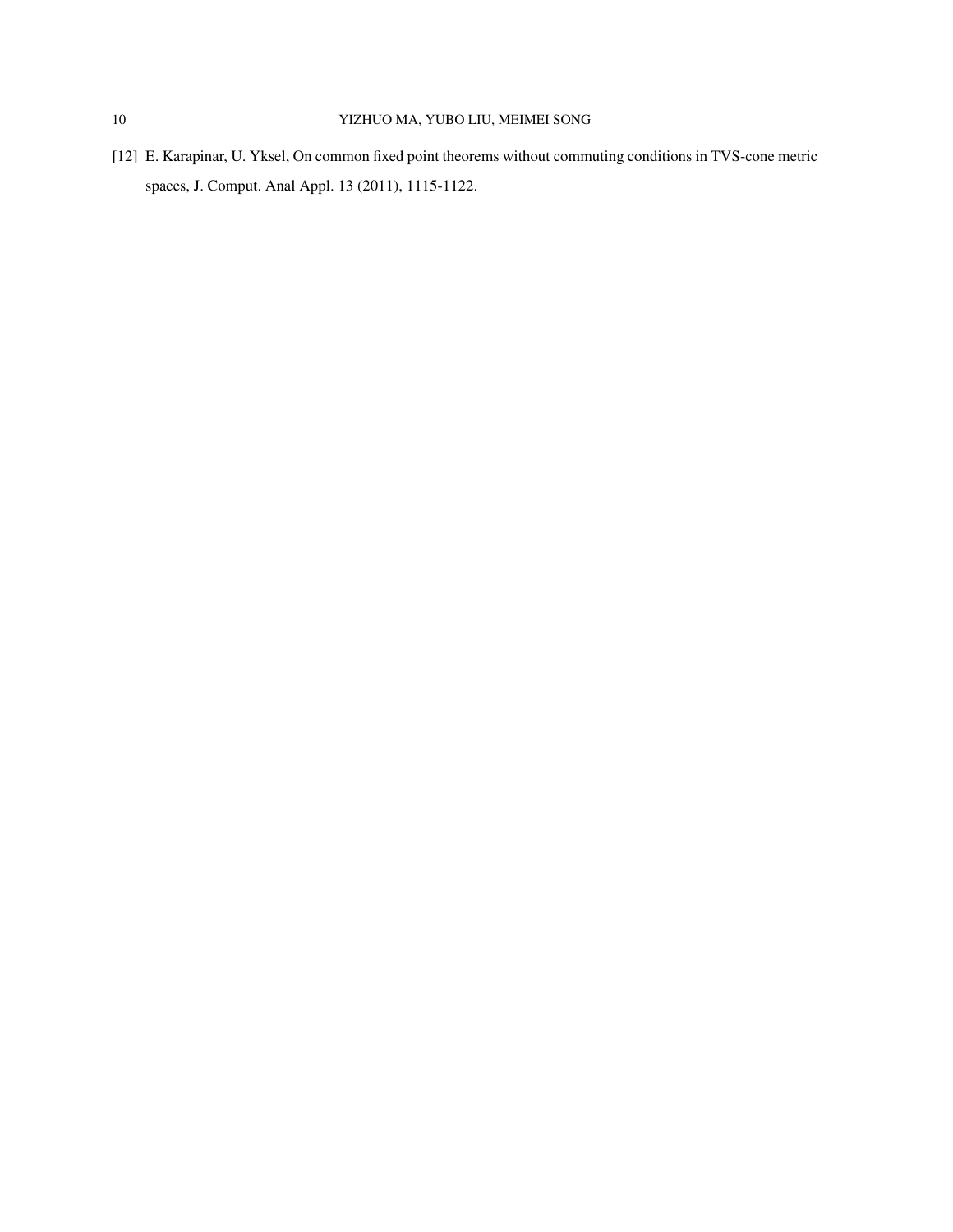[12] E. Karapinar, U. Yksel, On common fixed point theorems without commuting conditions in TVS-cone metric spaces, J. Comput. Anal Appl. 13 (2011), 1115-1122.